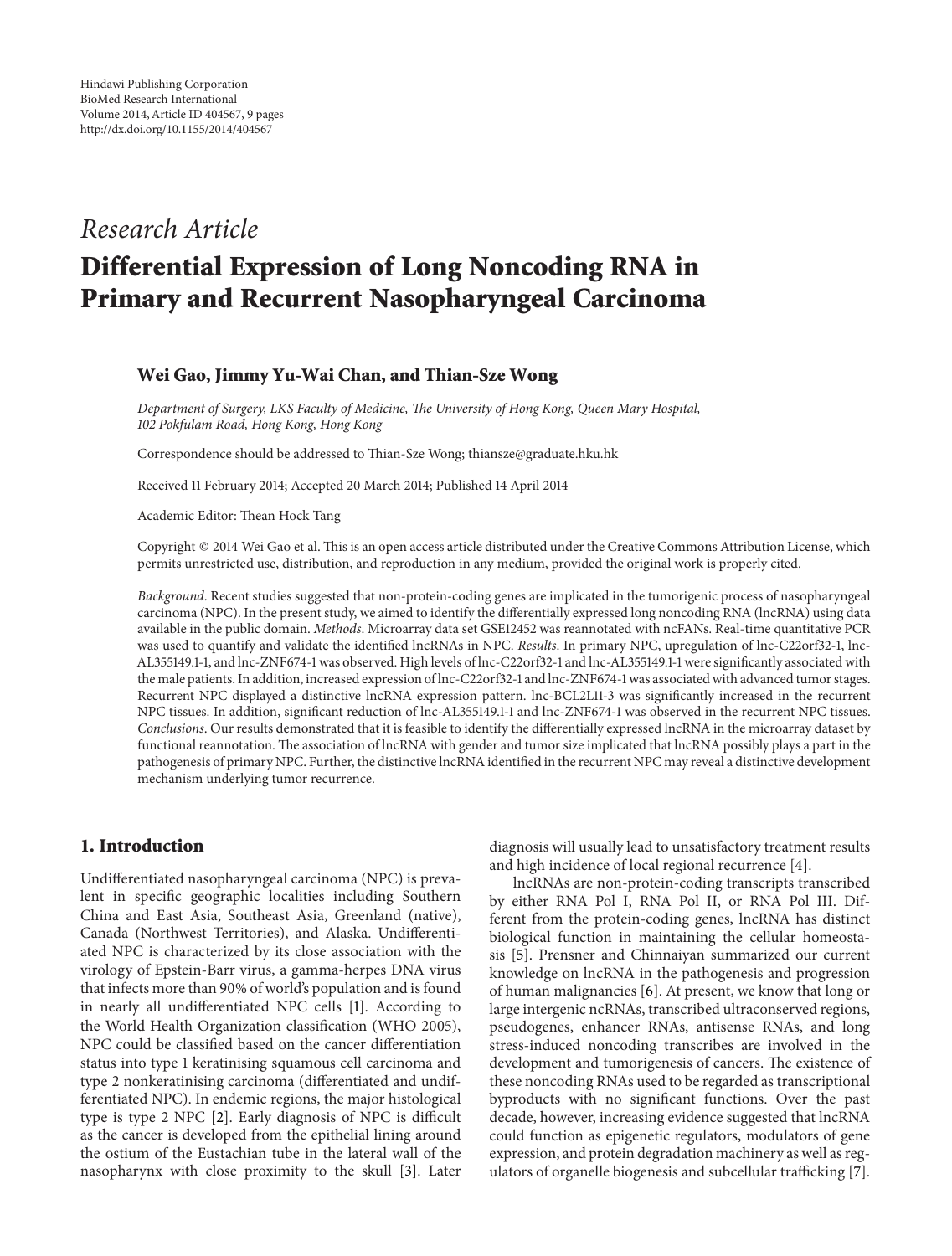Hindawi Publishing Corporation
BioMed Research International
Volume 2014, Article ID 404567, 9 pages
http://dx.doi.org/10.1155/2014/404567

*Research Article*

# Differential Expression of Long Noncoding RNA in Primary and Recurrent Nasopharyngeal Carcinoma

**Wei Gao, Jimmy Yu-Wai Chan, and Thian-Sze Wong**

*Department of Surgery, LKS Faculty of Medicine, The University of Hong Kong, Queen Mary Hospital, 102 Pokfulam Road, Hong Kong, Hong Kong*

Correspondence should be addressed to Thian-Sze Wong; thiansze@graduate.hku.hk

Received 11 February 2014; Accepted 20 March 2014; Published 14 April 2014

Academic Editor: Thean Hock Tang

Copyright © 2014 Wei Gao et al. This is an open access article distributed under the Creative Commons Attribution License, which permits unrestricted use, distribution, and reproduction in any medium, provided the original work is properly cited.

*Background*. Recent studies suggested that non-protein-coding genes are implicated in the tumorigenic process of nasopharyngeal carcinoma (NPC). In the present study, we aimed to identify the differentially expressed long noncoding RNA (lncRNA) using data available in the public domain. *Methods*. Microarray data set GSE12452 was reannotated with ncFANs. Real-time quantitative PCR was used to quantify and validate the identified lncRNAs in NPC. *Results*. In primary NPC, upregulation of lnc-C22orf32-1, lnc-AL355149.1-1, and lnc-ZNF674-1 was observed. High levels of lnc-C22orf32-1 and lnc-AL355149.1-1 were significantly associated with the male patients. In addition, increased expression of lnc-C22orf32-1 and lnc-ZNF674-1 was associated with advanced tumor stages. Recurrent NPC displayed a distinctive lncRNA expression pattern. lnc-BCL2L11-3 was significantly increased in the recurrent NPC tissues. In addition, significant reduction of lnc-AL355149.1-1 and lnc-ZNF674-1 was observed in the recurrent NPC tissues. *Conclusions*. Our results demonstrated that it is feasible to identify the differentially expressed lncRNA in the microarray dataset by functional reannotation. The association of lncRNA with gender and tumor size implicated that lncRNA possibly plays a part in the pathogenesis of primary NPC. Further, the distinctive lncRNA identified in the recurrent NPC may reveal a distinctive development mechanism underlying tumor recurrence.

## 1. Introduction

Undifferentiated nasopharyngeal carcinoma (NPC) is prevalent in specific geographic localities including Southern China and East Asia, Southeast Asia, Greenland (native), Canada (Northwest Territories), and Alaska. Undifferentiated NPC is characterized by its close association with the virology of Epstein-Barr virus, a gamma-herpes DNA virus that infects more than 90% of world's population and is found in nearly all undifferentiated NPC cells [1]. According to the World Health Organization classification (WHO 2005), NPC could be classified based on the cancer differentiation status into type 1 keratinising squamous cell carcinoma and type 2 nonkeratinising carcinoma (differentiated and undifferentiated NPC). In endemic regions, the major histological type is type 2 NPC [2]. Early diagnosis of NPC is difficult as the cancer is developed from the epithelial lining around the ostium of the Eustachian tube in the lateral wall of the nasopharynx with close proximity to the skull [3]. Later diagnosis will usually lead to unsatisfactory treatment results and high incidence of local regional recurrence [4].

lncRNAs are non-protein-coding transcripts transcribed by either RNA Pol I, RNA Pol II, or RNA Pol III. Different from the protein-coding genes, lncRNA has distinct biological function in maintaining the cellular homeostasis [5]. Prensner and Chinnaiyan summarized our current knowledge on lncRNA in the pathogenesis and progression of human malignancies [6]. At present, we know that long or large intergenic ncRNAs, transcribed ultraconserved regions, pseudogenes, enhancer RNAs, antisense RNAs, and long stress-induced noncoding transcribes are involved in the development and tumorigenesis of cancers. The existence of these noncoding RNAs used to be regarded as transcriptional byproducts with no significant functions. Over the past decade, however, increasing evidence suggested that lncRNA could function as epigenetic regulators, modulators of gene expression, and protein degradation machinery as well as regulators of organelle biogenesis and subcellular trafficking [7].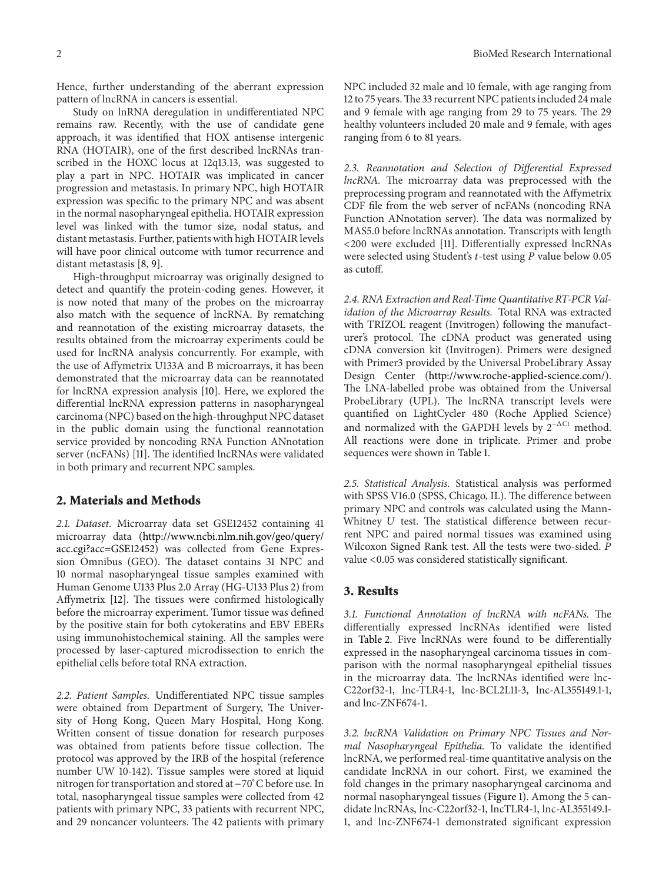Hence, further understanding of the aberrant expression pattern of lncRNA in cancers is essential.

Study on lnRNA deregulation in undifferentiated NPC remains raw. Recently, with the use of candidate gene approach, it was identified that HOX antisense intergenic RNA (HOTAIR), one of the first described lncRNAs transcribed in the HOXC locus at 12q13.13, was suggested to play a part in NPC. HOTAIR was implicated in cancer progression and metastasis. In primary NPC, high HOTAIR expression was specific to the primary NPC and was absent in the normal nasopharyngeal epithelia. HOTAIR expression level was linked with the tumor size, nodal status, and distant metastasis. Further, patients with high HOTAIR levels will have poor clinical outcome with tumor recurrence and distant metastasis [8, 9].

High-throughput microarray was originally designed to detect and quantify the protein-coding genes. However, it is now noted that many of the probes on the microarray also match with the sequence of lncRNA. By rematching and reannotation of the existing microarray datasets, the results obtained from the microarray experiments could be used for lncRNA analysis concurrently. For example, with the use of Affymetrix U133A and B microarrays, it has been demonstrated that the microarray data can be reannotated for lncRNA expression analysis [10]. Here, we explored the differential lncRNA expression patterns in nasopharyngeal carcinoma (NPC) based on the high-throughput NPC dataset in the public domain using the functional reannotation service provided by noncoding RNA Function ANnotation server (ncFANs) [11]. The identified lncRNAs were validated in both primary and recurrent NPC samples.

## 2. Materials and Methods

*2.1. Dataset.* Microarray data set GSE12452 containing 41 microarray data (http://www.ncbi.nlm.nih.gov/geo/query/acc.cgi?acc=GSE12452) was collected from Gene Expression Omnibus (GEO). The dataset contains 31 NPC and 10 normal nasopharyngeal tissue samples examined with Human Genome U133 Plus 2.0 Array (HG-U133 Plus 2) from Affymetrix [12]. The tissues were confirmed histologically before the microarray experiment. Tumor tissue was defined by the positive stain for both cytokeratins and EBV EBERs using immunohistochemical staining. All the samples were processed by laser-captured microdissection to enrich the epithelial cells before total RNA extraction.

*2.2. Patient Samples.* Undifferentiated NPC tissue samples were obtained from Department of Surgery, The University of Hong Kong, Queen Mary Hospital, Hong Kong. Written consent of tissue donation for research purposes was obtained from patients before tissue collection. The protocol was approved by the IRB of the hospital (reference number UW 10-142). Tissue samples were stored at liquid nitrogen for transportation and stored at −70°C before use. In total, nasopharyngeal tissue samples were collected from 42 patients with primary NPC, 33 patients with recurrent NPC, and 29 noncancer volunteers. The 42 patients with primary NPC included 32 male and 10 female, with age ranging from 12 to 75 years. The 33 recurrent NPC patients included 24 male and 9 female with age ranging from 29 to 75 years. The 29 healthy volunteers included 20 male and 9 female, with ages ranging from 6 to 81 years.

*2.3. Reannotation and Selection of Differential Expressed lncRNA.* The microarray data was preprocessed with the preprocessing program and reannotated with the Affymetrix CDF file from the web server of ncFANs (noncoding RNA Function ANnotation server). The data was normalized by MAS5.0 before lncRNAs annotation. Transcripts with length <200 were excluded [11]. Differentially expressed lncRNAs were selected using Student's $t$-test using $P$ value below 0.05 as cutoff.

*2.4. RNA Extraction and Real-Time Quantitative RT-PCR Validation of the Microarray Results.* Total RNA was extracted with TRIZOL reagent (Invitrogen) following the manufacturer's protocol. The cDNA product was generated using cDNA conversion kit (Invitrogen). Primers were designed with Primer3 provided by the Universal ProbeLibrary Assay Design Center (http://www.roche-applied-science.com/). The LNA-labelled probe was obtained from the Universal ProbeLibrary (UPL). The lncRNA transcript levels were quantified on LightCycler 480 (Roche Applied Science) and normalized with the GAPDH levels by $2^{-\Delta Ct}$ method. All reactions were done in triplicate. Primer and probe sequences were shown in Table 1.

*2.5. Statistical Analysis.* Statistical analysis was performed with SPSS V16.0 (SPSS, Chicago, IL). The difference between primary NPC and controls was calculated using the Mann-Whitney $U$ test. The statistical difference between recurrent NPC and paired normal tissues was examined using Wilcoxon Signed Rank test. All the tests were two-sided. $P$ value <0.05 was considered statistically significant.

## 3. Results

*3.1. Functional Annotation of lncRNA with ncFANs.* The differentially expressed lncRNAs identified were listed in Table 2. Five lncRNAs were found to be differentially expressed in the nasopharyngeal carcinoma tissues in comparison with the normal nasopharyngeal epithelial tissues in the microarray data. The lncRNAs identified were lnc-C22orf32-1, lnc-TLR4-1, lnc-BCL2L11-3, lnc-AL355149.1-1, and lnc-ZNF674-1.

*3.2. lncRNA Validation on Primary NPC Tissues and Normal Nasopharyngeal Epithelia.* To validate the identified lncRNA, we performed real-time quantitative analysis on the candidate lncRNA in our cohort. First, we examined the fold changes in the primary nasopharyngeal carcinoma and normal nasopharyngeal tissues (Figure 1). Among the 5 candidate lncRNAs, lnc-C22orf32-1, lncTLR4-1, lnc-AL355149.1-1, and lnc-ZNF674-1 demonstrated significant expression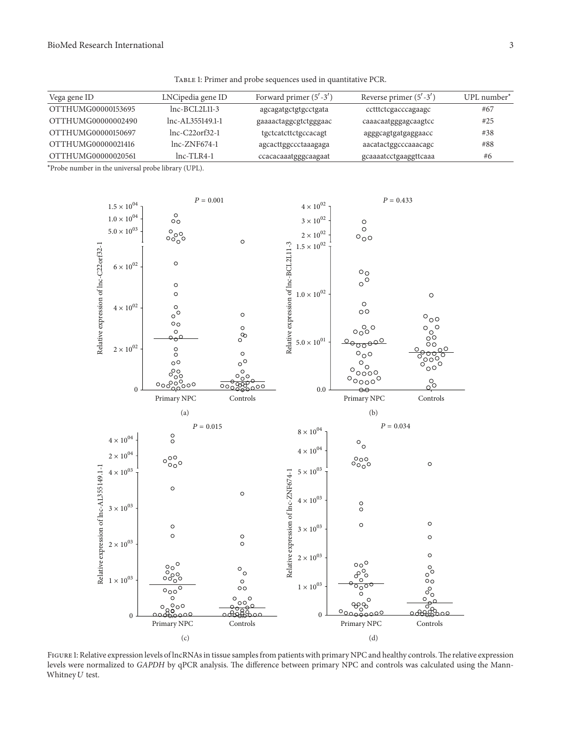Table 1: Primer and probe sequences used in quantitative PCR.

| Vega gene ID | LNCipedia gene ID | Forward primer (5′-3′) | Reverse primer (5′-3′) | UPL number* |
|---|---|---|---|---|
| OTTHUMG00000153695 | lnc-BCL2L11-3 | agcagatgctgtgcctgata | cctttctcgacccagaagc | #67 |
| OTTHUMG00000002490 | lnc-AL355149.1-1 | gaaaactaggcgtctgggaac | caaacaatgggagcaagtcc | #25 |
| OTTHUMG00000150697 | lnc-C22orf32-1 | tgctcatcttctgccacagt | agggcagtgatgaggaacc | #38 |
| OTTHUMG00000021416 | lnc-ZNF674-1 | agcacttggccctaaagaga | aacatactggcccaaacagc | #88 |
| OTTHUMG00000020561 | lnc-TLR4-1 | ccacacaaatgggcaagaat | gcaaaatcctgaaggttcaaa | #6 |

*Probe number in the universal probe library (UPL).

Figure 1: Relative expression levels of lncRNAs in tissue samples from patients with primary NPC and healthy controls. The relative expression levels were normalized to *GAPDH* by qPCR analysis. The difference between primary NPC and controls was calculated using the Mann-Whitney $U$ test.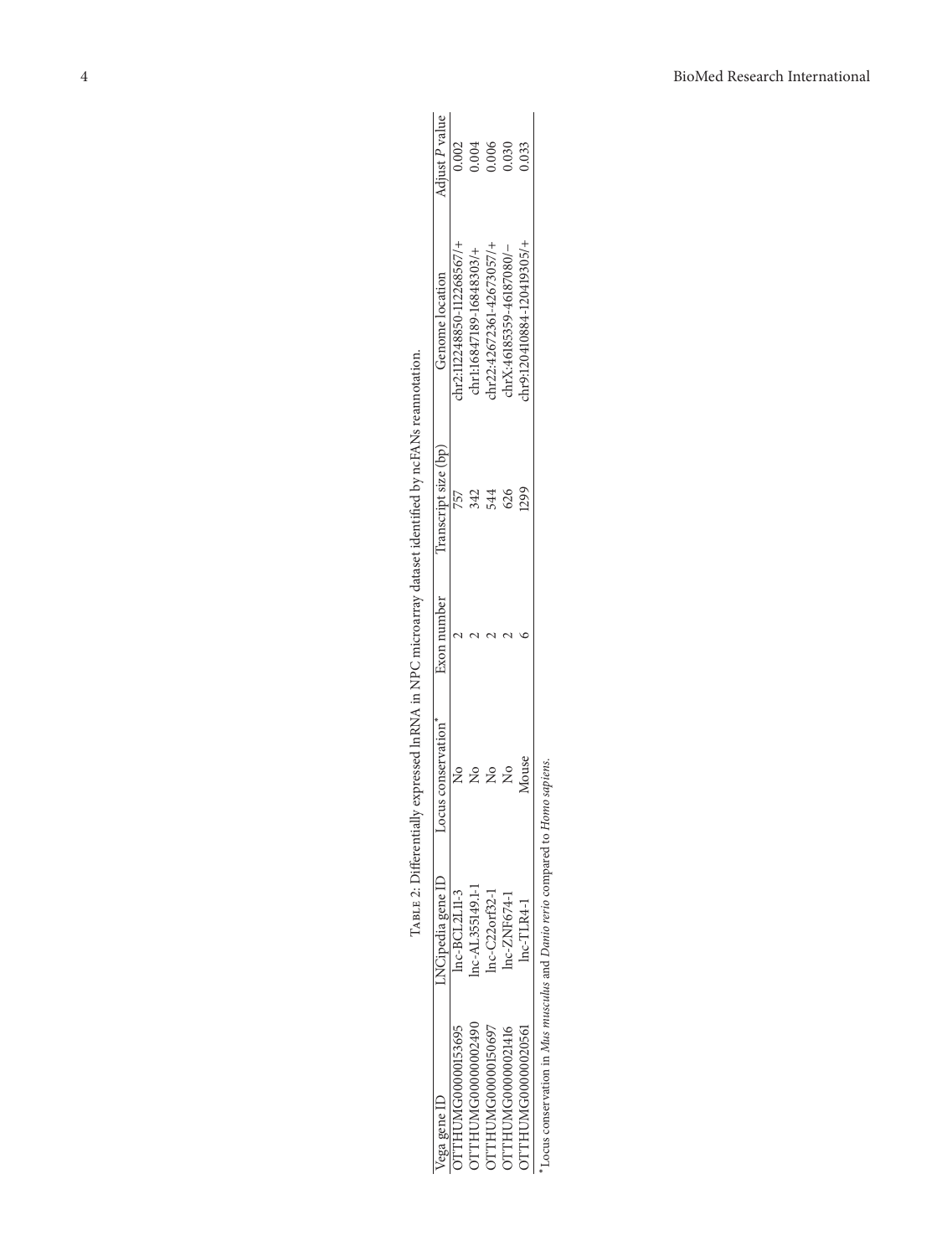Table 2: Differentially expressed lnRNA in NPC microarray dataset identified by ncFANs reannotation.

| Vega gene ID | LNCipedia gene ID | Locus conservation* | Exon number | Transcript size (bp) | Genome location | Adjust $P$ value |
|---|---|---|---|---|---|---|
| OTTHUMG00000153695 | lnc-BCL2L11-3 | No | 2 | 757 | chr2:112248850-112268567/+ | 0.002 |
| OTTHUMG00000002490 | lnc-AL355149.1-1 | No | 2 | 342 | chr1:16847189-16848303/+ | 0.004 |
| OTTHUMG00000150697 | lnc-C22orf32-1 | No | 2 | 544 | chr22:42672361-42673057/+ | 0.006 |
| OTTHUMG00000021416 | lnc-ZNF674-1 | No | 2 | 626 | chrX:46185359-46187080/− | 0.030 |
| OTTHUMG00000020561 | lnc-TLR4-1 | Mouse | 6 | 1299 | chr9:120410884-120419305/+ | 0.033 |

*Locus conservation in *Mus musculus* and *Danio rerio* compared to *Homo sapiens*.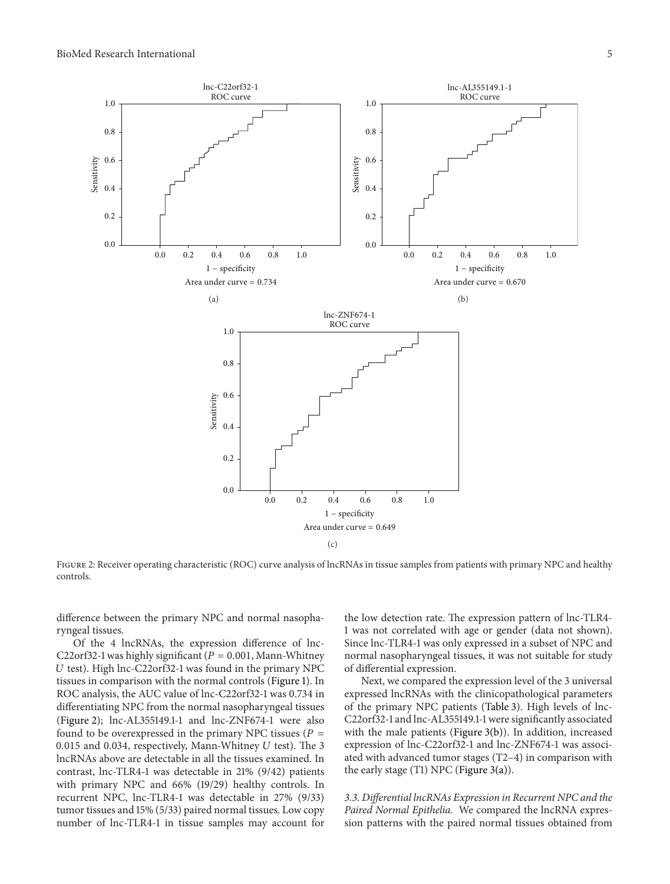Figure 2: Receiver operating characteristic (ROC) curve analysis of lncRNAs in tissue samples from patients with primary NPC and healthy controls.

difference between the primary NPC and normal nasopharyngeal tissues.

Of the 4 lncRNAs, the expression difference of lnc-C22orf32-1 was highly significant ($P = 0.001$, Mann-Whitney $U$ test). High lnc-C22orf32-1 was found in the primary NPC tissues in comparison with the normal controls (Figure 1). In ROC analysis, the AUC value of lnc-C22orf32-1 was 0.734 in differentiating NPC from the normal nasopharyngeal tissues (Figure 2); lnc-AL355149.1-1 and lnc-ZNF674-1 were also found to be overexpressed in the primary NPC tissues ($P = 0.015$ and 0.034, respectively, Mann-Whitney $U$ test). The 3 lncRNAs above are detectable in all the tissues examined. In contrast, lnc-TLR4-1 was detectable in 21% (9/42) patients with primary NPC and 66% (19/29) healthy controls. In recurrent NPC, lnc-TLR4-1 was detectable in 27% (9/33) tumor tissues and 15% (5/33) paired normal tissues. Low copy number of lnc-TLR4-1 in tissue samples may account for the low detection rate. The expression pattern of lnc-TLR4-1 was not correlated with age or gender (data not shown). Since lnc-TLR4-1 was only expressed in a subset of NPC and normal nasopharyngeal tissues, it was not suitable for study of differential expression.

Next, we compared the expression level of the 3 universal expressed lncRNAs with the clinicopathological parameters of the primary NPC patients (Table 3). High levels of lnc-C22orf32-1 and lnc-AL355149.1-1 were significantly associated with the male patients (Figure 3(b)). In addition, increased expression of lnc-C22orf32-1 and lnc-ZNF674-1 was associated with advanced tumor stages (T2–4) in comparison with the early stage (T1) NPC (Figure 3(a)).

*3.3. Differential lncRNAs Expression in Recurrent NPC and the Paired Normal Epithelia.* We compared the lncRNA expression patterns with the paired normal tissues obtained from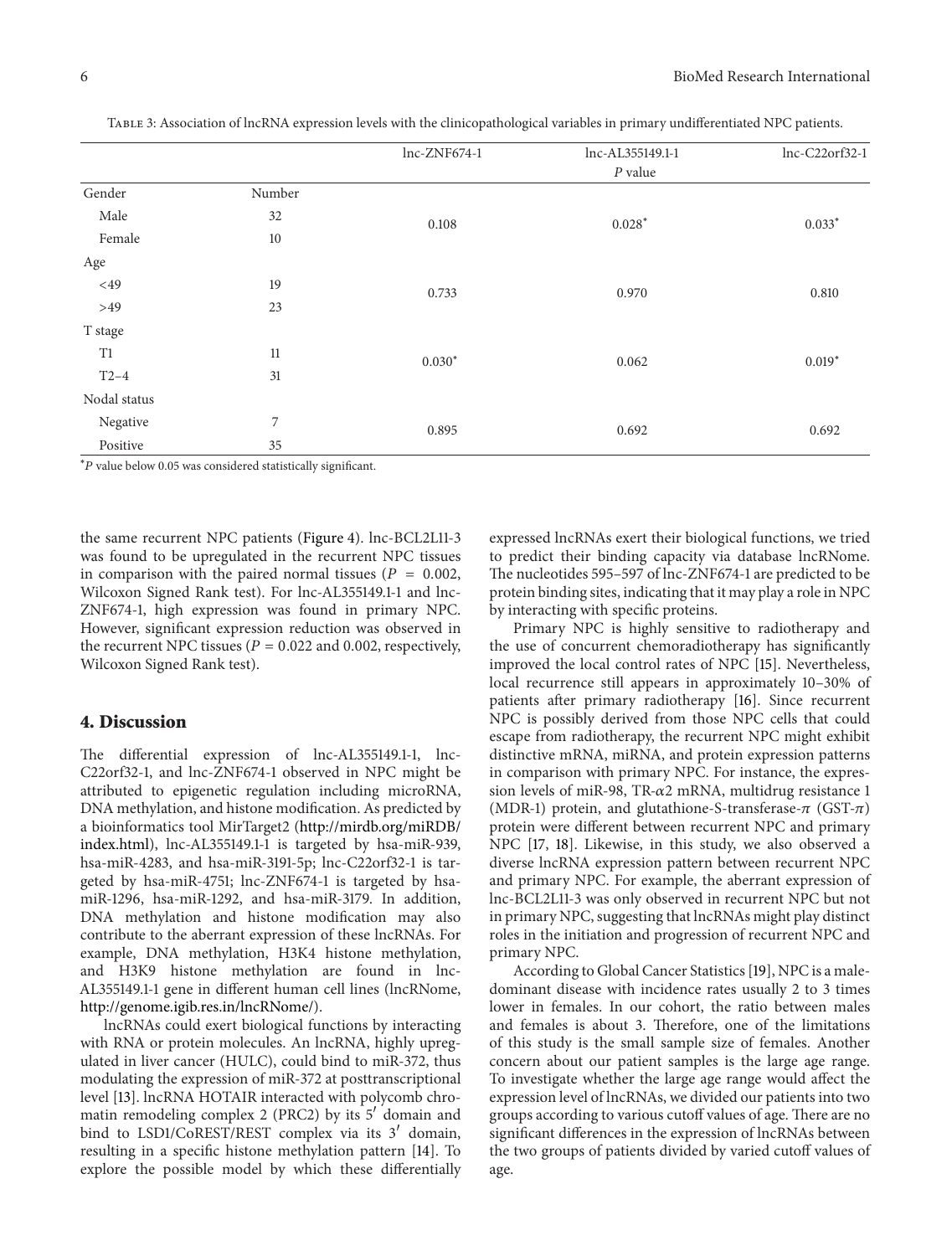Table 3: Association of lncRNA expression levels with the clinicopathological variables in primary undifferentiated NPC patients.

| | | lnc-ZNF674-1 | lnc-AL355149.1-1 | lnc-C22orf32-1 |
|---|---|---|---|---|
| | | | $P$ value | |
| Gender | Number | | | |
| Male | 32 | 0.108 | 0.028* | 0.033* |
| Female | 10 | | | |
| Age | | | | |
| <49 | 19 | 0.733 | 0.970 | 0.810 |
| >49 | 23 | | | |
| T stage | | | | |
| T1 | 11 | 0.030* | 0.062 | 0.019* |
| T2–4 | 31 | | | |
| Nodal status | | | | |
| Negative | 7 | 0.895 | 0.692 | 0.692 |
| Positive | 35 | | | |

*$P$ value below 0.05 was considered statistically significant.

the same recurrent NPC patients (Figure 4). lnc-BCL2L11-3 was found to be upregulated in the recurrent NPC tissues in comparison with the paired normal tissues ($P = 0.002$, Wilcoxon Signed Rank test). For lnc-AL355149.1-1 and lnc-ZNF674-1, high expression was found in primary NPC. However, significant expression reduction was observed in the recurrent NPC tissues ($P = 0.022$ and 0.002, respectively, Wilcoxon Signed Rank test).

## 4. Discussion

The differential expression of lnc-AL355149.1-1, lnc-C22orf32-1, and lnc-ZNF674-1 observed in NPC might be attributed to epigenetic regulation including microRNA, DNA methylation, and histone modification. As predicted by a bioinformatics tool MirTarget2 (http://mirdb.org/miRDB/index.html), lnc-AL355149.1-1 is targeted by hsa-miR-939, hsa-miR-4283, and hsa-miR-3191-5p; lnc-C22orf32-1 is targeted by hsa-miR-4751; lnc-ZNF674-1 is targeted by hsa-miR-1296, hsa-miR-1292, and hsa-miR-3179. In addition, DNA methylation and histone modification may also contribute to the aberrant expression of these lncRNAs. For example, DNA methylation, H3K4 histone methylation, and H3K9 histone methylation are found in lnc-AL355149.1-1 gene in different human cell lines (lncRNome, http://genome.igib.res.in/lncRNome/).

lncRNAs could exert biological functions by interacting with RNA or protein molecules. An lncRNA, highly upregulated in liver cancer (HULC), could bind to miR-372, thus modulating the expression of miR-372 at posttranscriptional level [13]. lncRNA HOTAIR interacted with polycomb chromatin remodeling complex 2 (PRC2) by its $5'$ domain and bind to LSD1/CoREST/REST complex via its $3'$ domain, resulting in a specific histone methylation pattern [14]. To explore the possible model by which these differentially expressed lncRNAs exert their biological functions, we tried to predict their binding capacity via database lncRNome. The nucleotides 595–597 of lnc-ZNF674-1 are predicted to be protein binding sites, indicating that it may play a role in NPC by interacting with specific proteins.

Primary NPC is highly sensitive to radiotherapy and the use of concurrent chemoradiotherapy has significantly improved the local control rates of NPC [15]. Nevertheless, local recurrence still appears in approximately 10–30% of patients after primary radiotherapy [16]. Since recurrent NPC is possibly derived from those NPC cells that could escape from radiotherapy, the recurrent NPC might exhibit distinctive mRNA, miRNA, and protein expression patterns in comparison with primary NPC. For instance, the expression levels of miR-98, TR-$\alpha$2 mRNA, multidrug resistance 1 (MDR-1) protein, and glutathione-S-transferase-$\pi$ (GST-$\pi$) protein were different between recurrent NPC and primary NPC [17, 18]. Likewise, in this study, we also observed a diverse lncRNA expression pattern between recurrent NPC and primary NPC. For example, the aberrant expression of lnc-BCL2L11-3 was only observed in recurrent NPC but not in primary NPC, suggesting that lncRNAs might play distinct roles in the initiation and progression of recurrent NPC and primary NPC.

According to Global Cancer Statistics [19], NPC is a male-dominant disease with incidence rates usually 2 to 3 times lower in females. In our cohort, the ratio between males and females is about 3. Therefore, one of the limitations of this study is the small sample size of females. Another concern about our patient samples is the large age range. To investigate whether the large age range would affect the expression level of lncRNAs, we divided our patients into two groups according to various cutoff values of age. There are no significant differences in the expression of lncRNAs between the two groups of patients divided by varied cutoff values of age.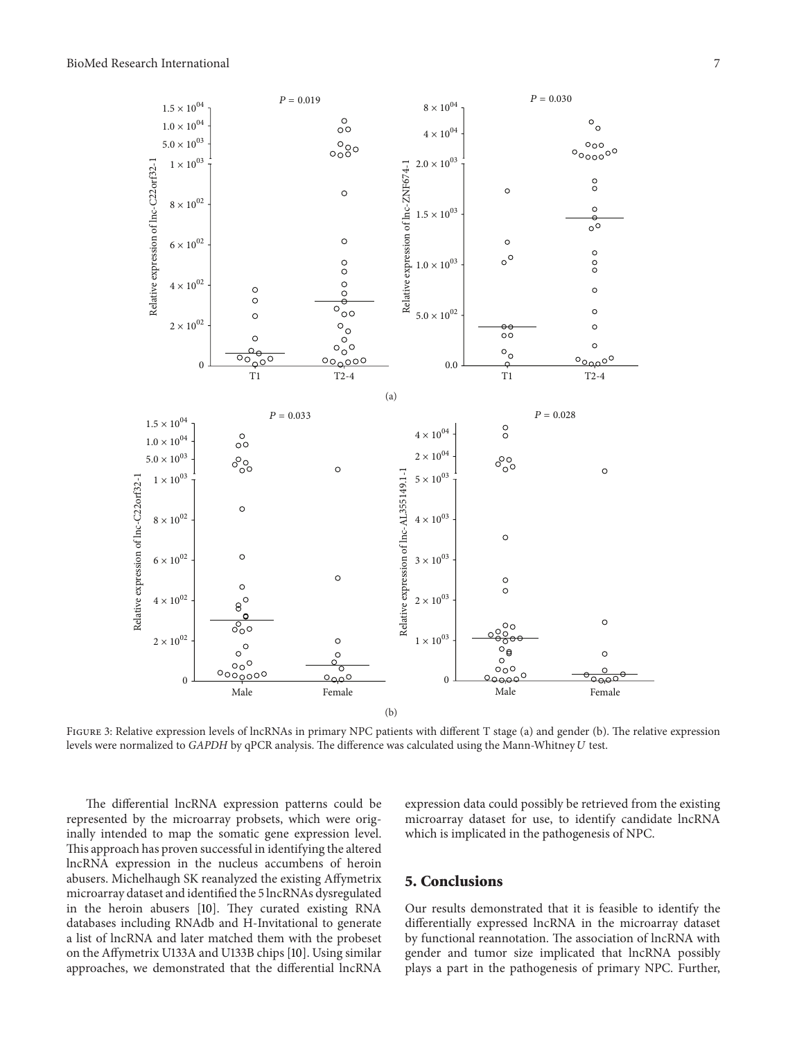Figure 3: Relative expression levels of lncRNAs in primary NPC patients with different T stage (a) and gender (b). The relative expression levels were normalized to *GAPDH* by qPCR analysis. The difference was calculated using the Mann-Whitney $U$ test.

The differential lncRNA expression patterns could be represented by the microarray probsets, which were originally intended to map the somatic gene expression level. This approach has proven successful in identifying the altered lncRNA expression in the nucleus accumbens of heroin abusers. Michelhaugh SK reanalyzed the existing Affymetrix microarray dataset and identified the 5 lncRNAs dysregulated in the heroin abusers [10]. They curated existing RNA databases including RNAdb and H-Invitational to generate a list of lncRNA and later matched them with the probeset on the Affymetrix U133A and U133B chips [10]. Using similar approaches, we demonstrated that the differential lncRNA expression data could possibly be retrieved from the existing microarray dataset for use, to identify candidate lncRNA which is implicated in the pathogenesis of NPC.

## 5. Conclusions

Our results demonstrated that it is feasible to identify the differentially expressed lncRNA in the microarray dataset by functional reannotation. The association of lncRNA with gender and tumor size implicated that lncRNA possibly plays a part in the pathogenesis of primary NPC. Further,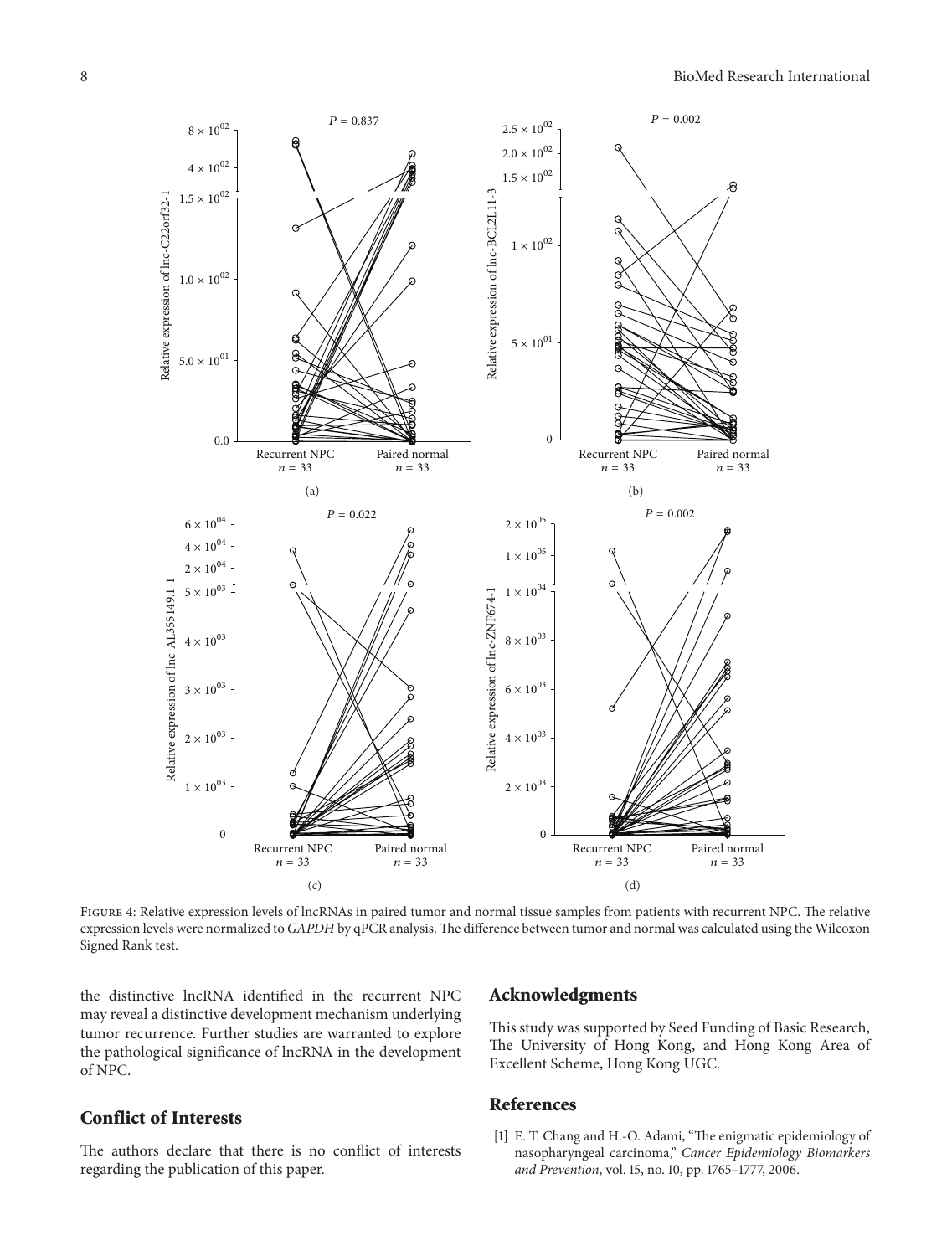Figure 4: Relative expression levels of lncRNAs in paired tumor and normal tissue samples from patients with recurrent NPC. The relative expression levels were normalized to *GAPDH* by qPCR analysis. The difference between tumor and normal was calculated using the Wilcoxon Signed Rank test.

the distinctive lncRNA identified in the recurrent NPC may reveal a distinctive development mechanism underlying tumor recurrence. Further studies are warranted to explore the pathological significance of lncRNA in the development of NPC.

## Conflict of Interests

The authors declare that there is no conflict of interests regarding the publication of this paper.

## Acknowledgments

This study was supported by Seed Funding of Basic Research, The University of Hong Kong, and Hong Kong Area of Excellent Scheme, Hong Kong UGC.

## References

[1] E. T. Chang and H.-O. Adami, "The enigmatic epidemiology of nasopharyngeal carcinoma," *Cancer Epidemiology Biomarkers and Prevention*, vol. 15, no. 10, pp. 1765–1777, 2006.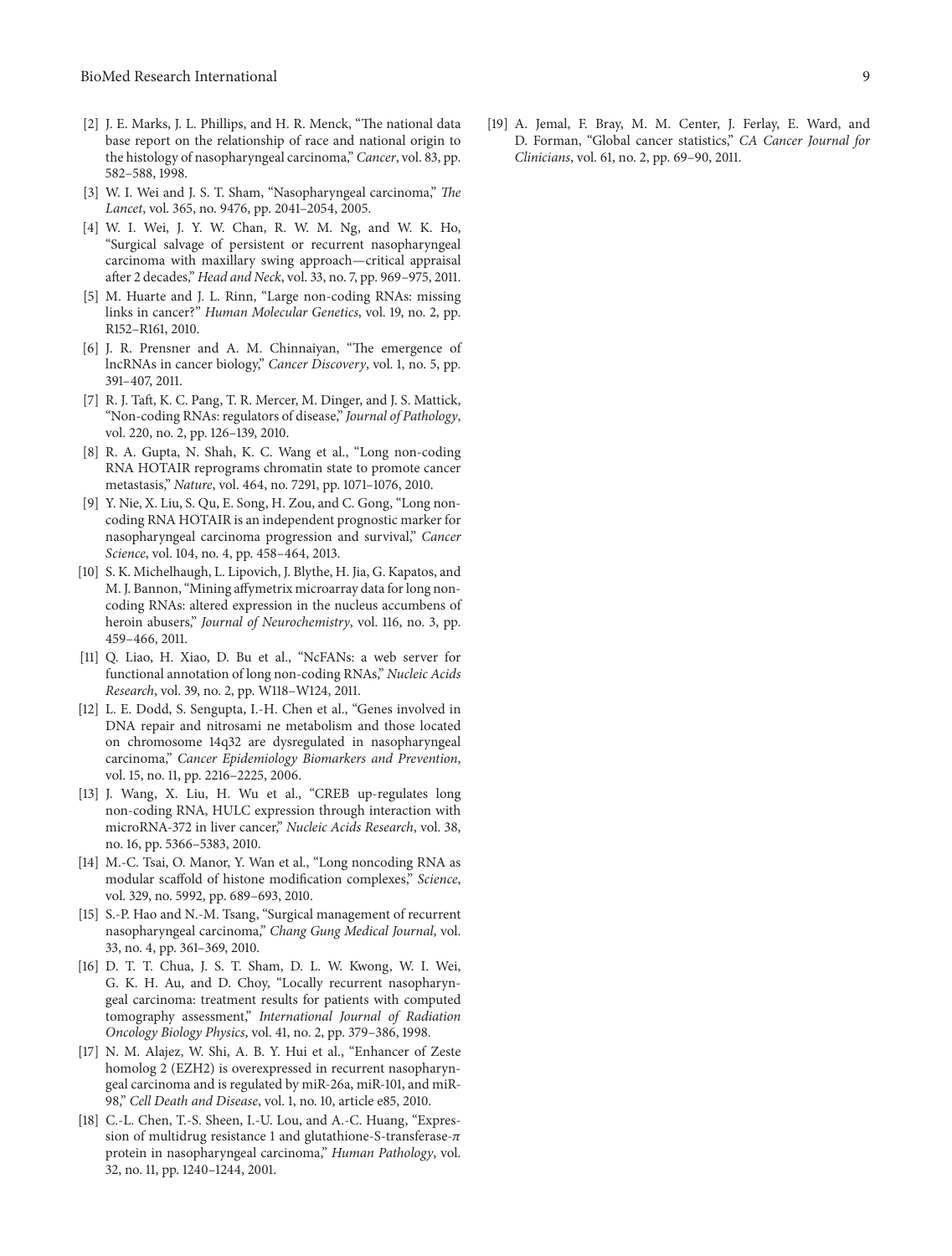[2] J. E. Marks, J. L. Phillips, and H. R. Menck, "The national data base report on the relationship of race and national origin to the histology of nasopharyngeal carcinoma," *Cancer*, vol. 83, pp. 582–588, 1998.

[3] W. I. Wei and J. S. T. Sham, "Nasopharyngeal carcinoma," *The Lancet*, vol. 365, no. 9476, pp. 2041–2054, 2005.

[4] W. I. Wei, J. Y. W. Chan, R. W. M. Ng, and W. K. Ho, "Surgical salvage of persistent or recurrent nasopharyngeal carcinoma with maxillary swing approach—critical appraisal after 2 decades," *Head and Neck*, vol. 33, no. 7, pp. 969–975, 2011.

[5] M. Huarte and J. L. Rinn, "Large non-coding RNAs: missing links in cancer?" *Human Molecular Genetics*, vol. 19, no. 2, pp. R152–R161, 2010.

[6] J. R. Prensner and A. M. Chinnaiyan, "The emergence of lncRNAs in cancer biology," *Cancer Discovery*, vol. 1, no. 5, pp. 391–407, 2011.

[7] R. J. Taft, K. C. Pang, T. R. Mercer, M. Dinger, and J. S. Mattick, "Non-coding RNAs: regulators of disease," *Journal of Pathology*, vol. 220, no. 2, pp. 126–139, 2010.

[8] R. A. Gupta, N. Shah, K. C. Wang et al., "Long non-coding RNA HOTAIR reprograms chromatin state to promote cancer metastasis," *Nature*, vol. 464, no. 7291, pp. 1071–1076, 2010.

[9] Y. Nie, X. Liu, S. Qu, E. Song, H. Zou, and C. Gong, "Long non-coding RNA HOTAIR is an independent prognostic marker for nasopharyngeal carcinoma progression and survival," *Cancer Science*, vol. 104, no. 4, pp. 458–464, 2013.

[10] S. K. Michelhaugh, L. Lipovich, J. Blythe, H. Jia, G. Kapatos, and M. J. Bannon, "Mining affymetrix microarray data for long non-coding RNAs: altered expression in the nucleus accumbens of heroin abusers," *Journal of Neurochemistry*, vol. 116, no. 3, pp. 459–466, 2011.

[11] Q. Liao, H. Xiao, D. Bu et al., "NcFANs: a web server for functional annotation of long non-coding RNAs," *Nucleic Acids Research*, vol. 39, no. 2, pp. W118–W124, 2011.

[12] L. E. Dodd, S. Sengupta, I.-H. Chen et al., "Genes involved in DNA repair and nitrosami ne metabolism and those located on chromosome 14q32 are dysregulated in nasopharyngeal carcinoma," *Cancer Epidemiology Biomarkers and Prevention*, vol. 15, no. 11, pp. 2216–2225, 2006.

[13] J. Wang, X. Liu, H. Wu et al., "CREB up-regulates long non-coding RNA, HULC expression through interaction with microRNA-372 in liver cancer," *Nucleic Acids Research*, vol. 38, no. 16, pp. 5366–5383, 2010.

[14] M.-C. Tsai, O. Manor, Y. Wan et al., "Long noncoding RNA as modular scaffold of histone modification complexes," *Science*, vol. 329, no. 5992, pp. 689–693, 2010.

[15] S.-P. Hao and N.-M. Tsang, "Surgical management of recurrent nasopharyngeal carcinoma," *Chang Gung Medical Journal*, vol. 33, no. 4, pp. 361–369, 2010.

[16] D. T. T. Chua, J. S. T. Sham, D. L. W. Kwong, W. I. Wei, G. K. H. Au, and D. Choy, "Locally recurrent nasopharyngeal carcinoma: treatment results for patients with computed tomography assessment," *International Journal of Radiation Oncology Biology Physics*, vol. 41, no. 2, pp. 379–386, 1998.

[17] N. M. Alajez, W. Shi, A. B. Y. Hui et al., "Enhancer of Zeste homolog 2 (EZH2) is overexpressed in recurrent nasopharyngeal carcinoma and is regulated by miR-26a, miR-101, and miR-98," *Cell Death and Disease*, vol. 1, no. 10, article e85, 2010.

[18] C.-L. Chen, T.-S. Sheen, I.-U. Lou, and A.-C. Huang, "Expression of multidrug resistance 1 and glutathione-S-transferase-$\pi$ protein in nasopharyngeal carcinoma," *Human Pathology*, vol. 32, no. 11, pp. 1240–1244, 2001.

[19] A. Jemal, F. Bray, M. M. Center, J. Ferlay, E. Ward, and D. Forman, "Global cancer statistics," *CA Cancer Journal for Clinicians*, vol. 61, no. 2, pp. 69–90, 2011.